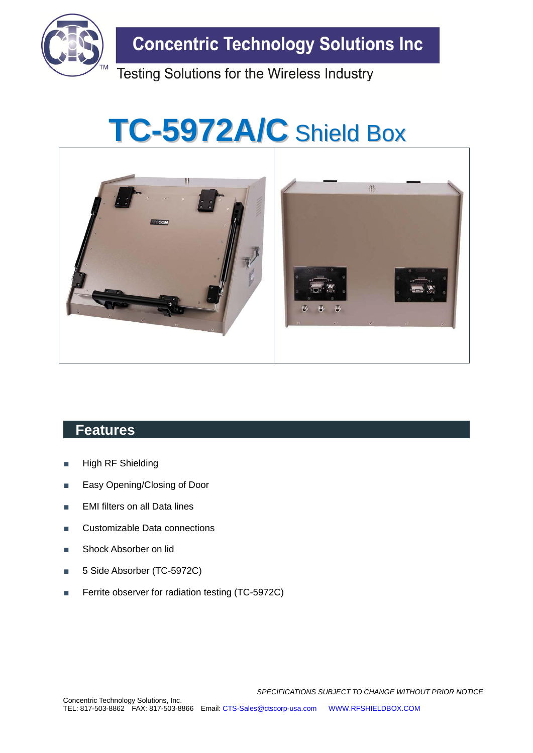# Concentric Technology Solutions Inc

Testing Solutions for the Wireless Industry

# TC-5972A/C Shield Box

## Features

- High RF Shielding
- Easy Opening/Closing of Door
- EMI filters on all Data lines
- Customizable Data connections
- Shock Absorber on lid
- 5 Side Absorber (TC-5972C)
- Ferrite observer for radiation testing (TC-5972C)

*SPECIFICATIONS SUBJECT TO CHANGE WITHOUT PRIOR NOTICE*

Concentric Technology Solutions, Inc.
TEL: 817-503-8862 FAX: 817-503-8866 Email: CTS-Sales@ctscorp-usa.com WWW.RFSHIELDBOX.COM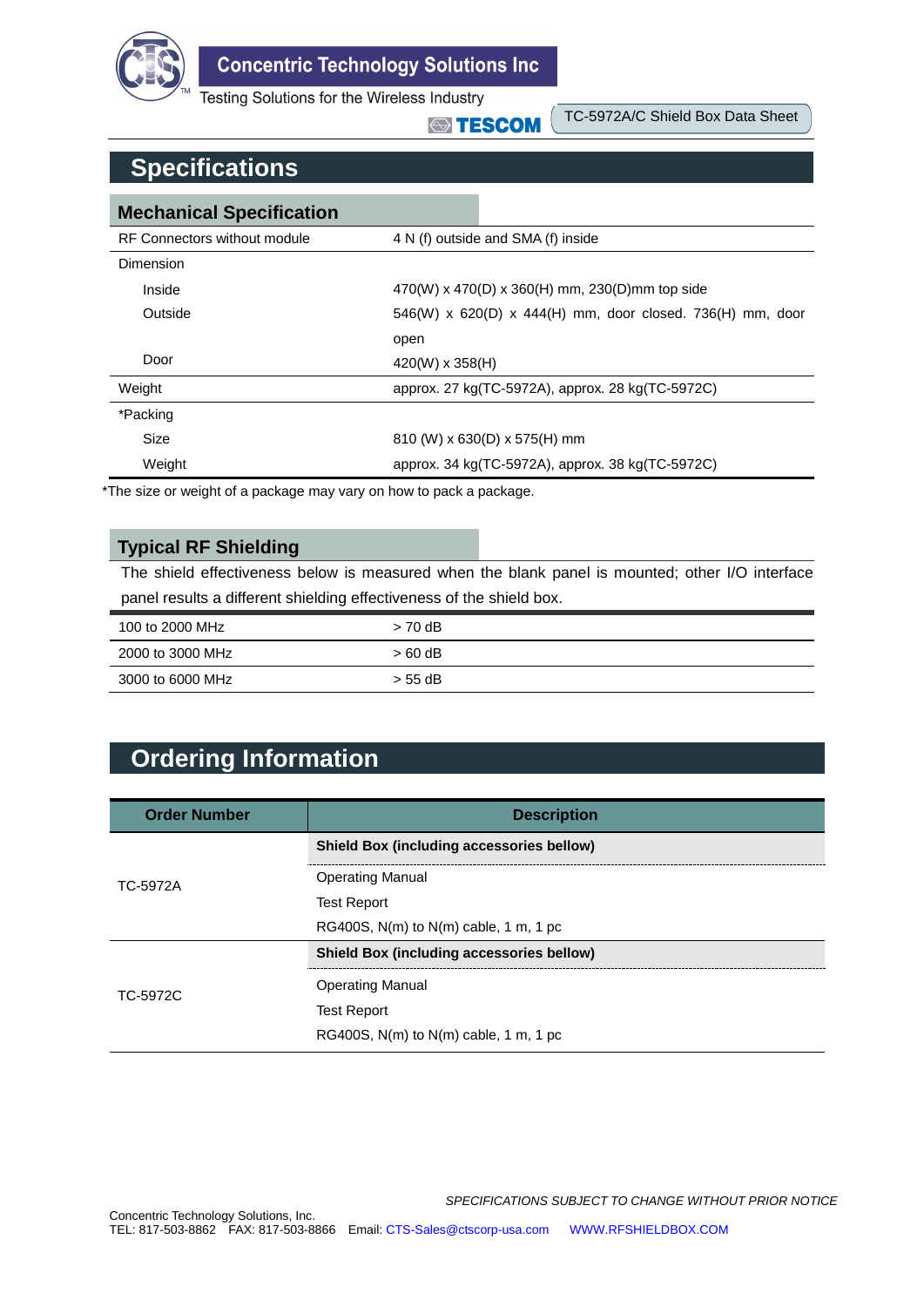## Specifications

### Mechanical Specification

| | |
|---|---|
| RF Connectors without module | 4 N (f) outside and SMA (f) inside |
| Dimension | |
| Inside | 470(W) x 470(D) x 360(H) mm, 230(D)mm top side |
| Outside | 546(W) x 620(D) x 444(H) mm, door closed. 736(H) mm, door open |
| Door | 420(W) x 358(H) |
| Weight | approx. 27 kg(TC-5972A), approx. 28 kg(TC-5972C) |
| *Packing | |
| Size | 810 (W) x 630(D) x 575(H) mm |
| Weight | approx. 34 kg(TC-5972A), approx. 38 kg(TC-5972C) |

*The size or weight of a package may vary on how to pack a package.

### Typical RF Shielding

The shield effectiveness below is measured when the blank panel is mounted; other I/O interface panel results a different shielding effectiveness of the shield box.

| | |
|---|---|
| 100 to 2000 MHz | > 70 dB |
| 2000 to 3000 MHz | > 60 dB |
| 3000 to 6000 MHz | > 55 dB |

## Ordering Information

| Order Number | Description |
|---|---|
| TC-5972A | **Shield Box (including accessories bellow)**<br>Operating Manual<br>Test Report<br>RG400S, N(m) to N(m) cable, 1 m, 1 pc |
| TC-5972C | **Shield Box (including accessories bellow)**<br>Operating Manual<br>Test Report<br>RG400S, N(m) to N(m) cable, 1 m, 1 pc |

*SPECIFICATIONS SUBJECT TO CHANGE WITHOUT PRIOR NOTICE*

Concentric Technology Solutions, Inc.
TEL: 817-503-8862 FAX: 817-503-8866 Email: CTS-Sales@ctscorp-usa.com WWW.RFSHIELDBOX.COM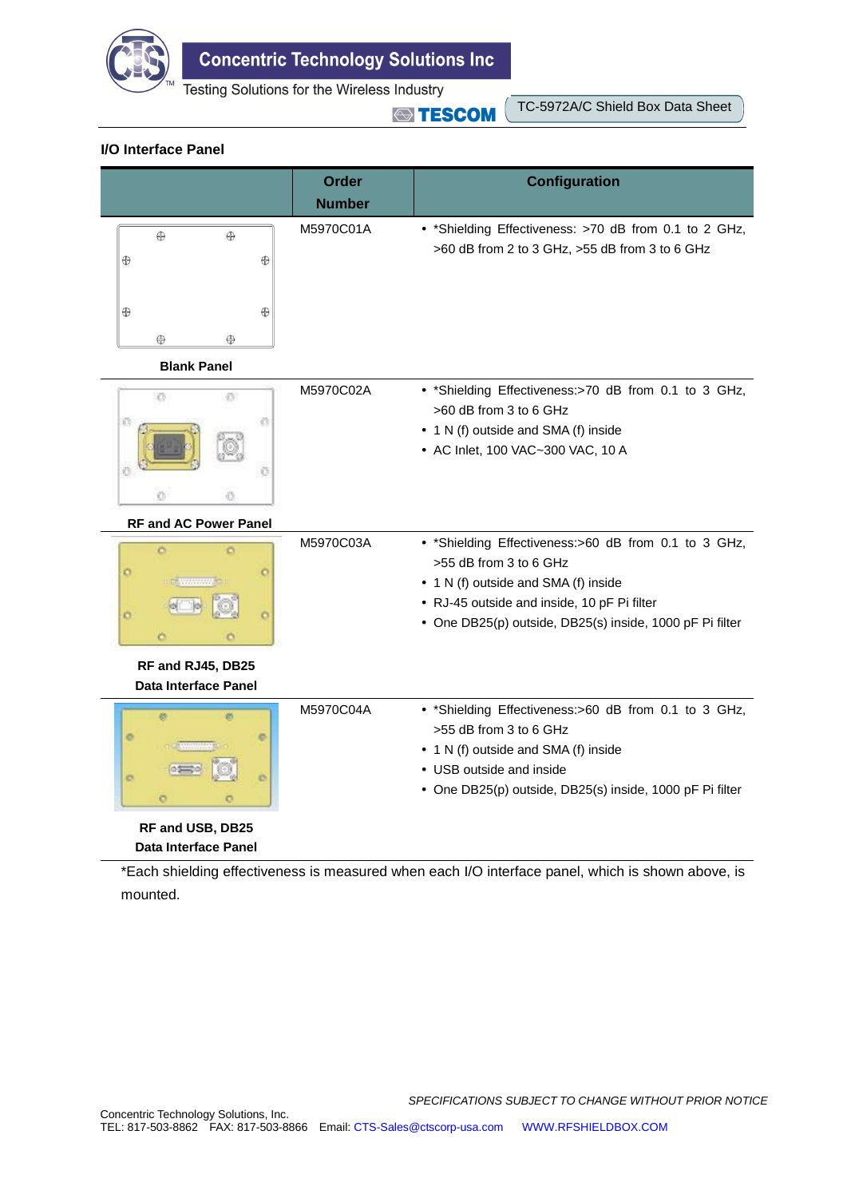## I/O Interface Panel

| | Order Number | Configuration |
|---|---|---|
| Blank Panel | M5970C01A | • *Shielding Effectiveness: >70 dB from 0.1 to 2 GHz, >60 dB from 2 to 3 GHz, >55 dB from 3 to 6 GHz |
| RF and AC Power Panel | M5970C02A | • *Shielding Effectiveness:>70 dB from 0.1 to 3 GHz, >60 dB from 3 to 6 GHz<br>• 1 N (f) outside and SMA (f) inside<br>• AC Inlet, 100 VAC~300 VAC, 10 A |
| RF and RJ45, DB25 Data Interface Panel | M5970C03A | • *Shielding Effectiveness:>60 dB from 0.1 to 3 GHz, >55 dB from 3 to 6 GHz<br>• 1 N (f) outside and SMA (f) inside<br>• RJ-45 outside and inside, 10 pF Pi filter<br>• One DB25(p) outside, DB25(s) inside, 1000 pF Pi filter |
| RF and USB, DB25 Data Interface Panel | M5970C04A | • *Shielding Effectiveness:>60 dB from 0.1 to 3 GHz, >55 dB from 3 to 6 GHz<br>• 1 N (f) outside and SMA (f) inside<br>• USB outside and inside<br>• One DB25(p) outside, DB25(s) inside, 1000 pF Pi filter |

*Each shielding effectiveness is measured when each I/O interface panel, which is shown above, is mounted.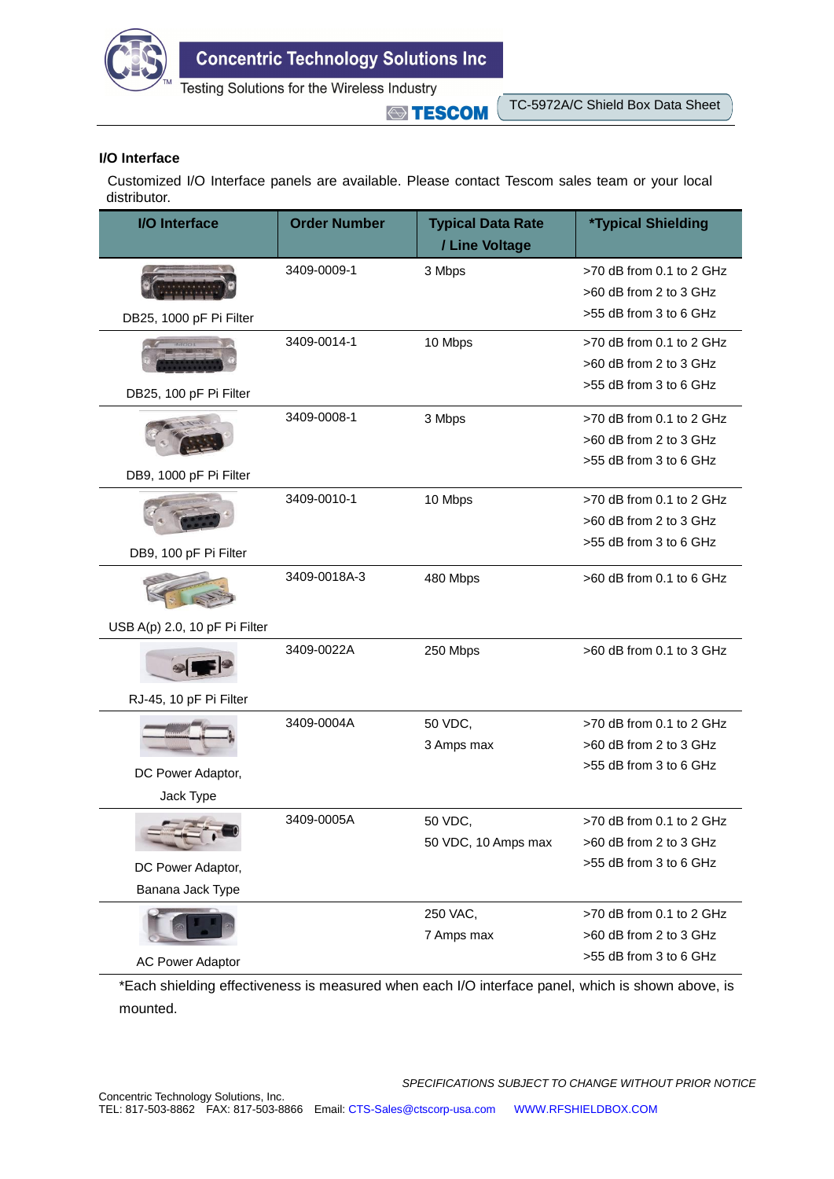## I/O Interface

Customized I/O Interface panels are available. Please contact Tescom sales team or your local distributor.

| I/O Interface | Order Number | Typical Data Rate / Line Voltage | *Typical Shielding |
|---|---|---|---|
| DB25, 1000 pF Pi Filter | 3409-0009-1 | 3 Mbps | >70 dB from 0.1 to 2 GHz<br>>60 dB from 2 to 3 GHz<br>>55 dB from 3 to 6 GHz |
| DB25, 100 pF Pi Filter | 3409-0014-1 | 10 Mbps | >70 dB from 0.1 to 2 GHz<br>>60 dB from 2 to 3 GHz<br>>55 dB from 3 to 6 GHz |
| DB9, 1000 pF Pi Filter | 3409-0008-1 | 3 Mbps | >70 dB from 0.1 to 2 GHz<br>>60 dB from 2 to 3 GHz<br>>55 dB from 3 to 6 GHz |
| DB9, 100 pF Pi Filter | 3409-0010-1 | 10 Mbps | >70 dB from 0.1 to 2 GHz<br>>60 dB from 2 to 3 GHz<br>>55 dB from 3 to 6 GHz |
| USB A(p) 2.0, 10 pF Pi Filter | 3409-0018A-3 | 480 Mbps | >60 dB from 0.1 to 6 GHz |
| RJ-45, 10 pF Pi Filter | 3409-0022A | 250 Mbps | >60 dB from 0.1 to 3 GHz |
| DC Power Adaptor, Jack Type | 3409-0004A | 50 VDC, 3 Amps max | >70 dB from 0.1 to 2 GHz<br>>60 dB from 2 to 3 GHz<br>>55 dB from 3 to 6 GHz |
| DC Power Adaptor, Banana Jack Type | 3409-0005A | 50 VDC, 50 VDC, 10 Amps max | >70 dB from 0.1 to 2 GHz<br>>60 dB from 2 to 3 GHz<br>>55 dB from 3 to 6 GHz |
| AC Power Adaptor | | 250 VAC, 7 Amps max | >70 dB from 0.1 to 2 GHz<br>>60 dB from 2 to 3 GHz<br>>55 dB from 3 to 6 GHz |

*Each shielding effectiveness is measured when each I/O interface panel, which is shown above, is mounted.